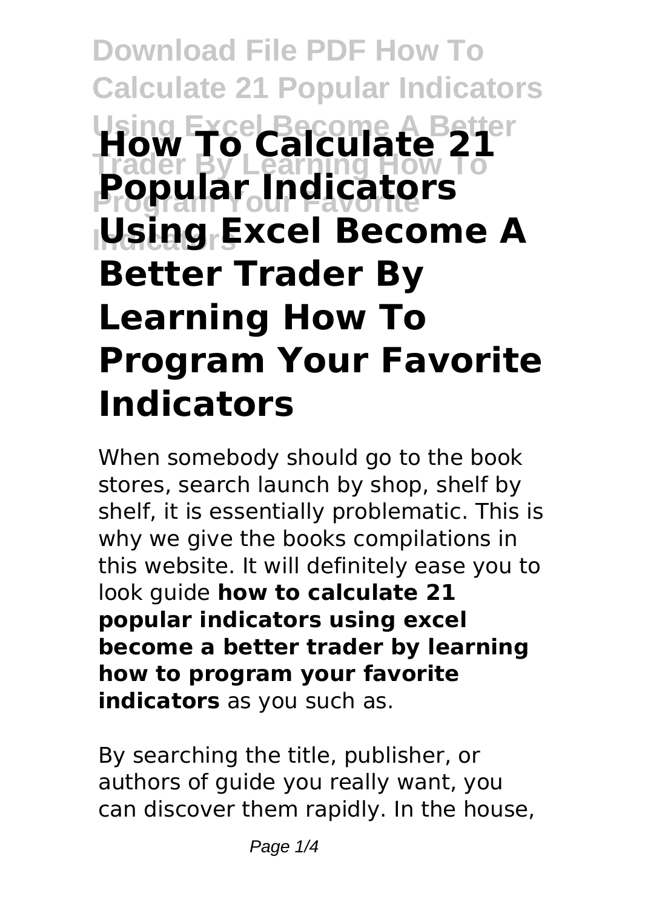# How To Calculate 21 Popular Indicators Using Excel Become A Better Trader By Learning How To Program Your Favorite Indicators

When somebody should go to the book stores, search launch by shop, shelf by shelf, it is essentially problematic. This is why we give the books compilations in this website. It will definitely ease you to look guide **how to calculate 21 popular indicators using excel become a better trader by learning how to program your favorite indicators** as you such as.

By searching the title, publisher, or authors of guide you really want, you can discover them rapidly. In the house,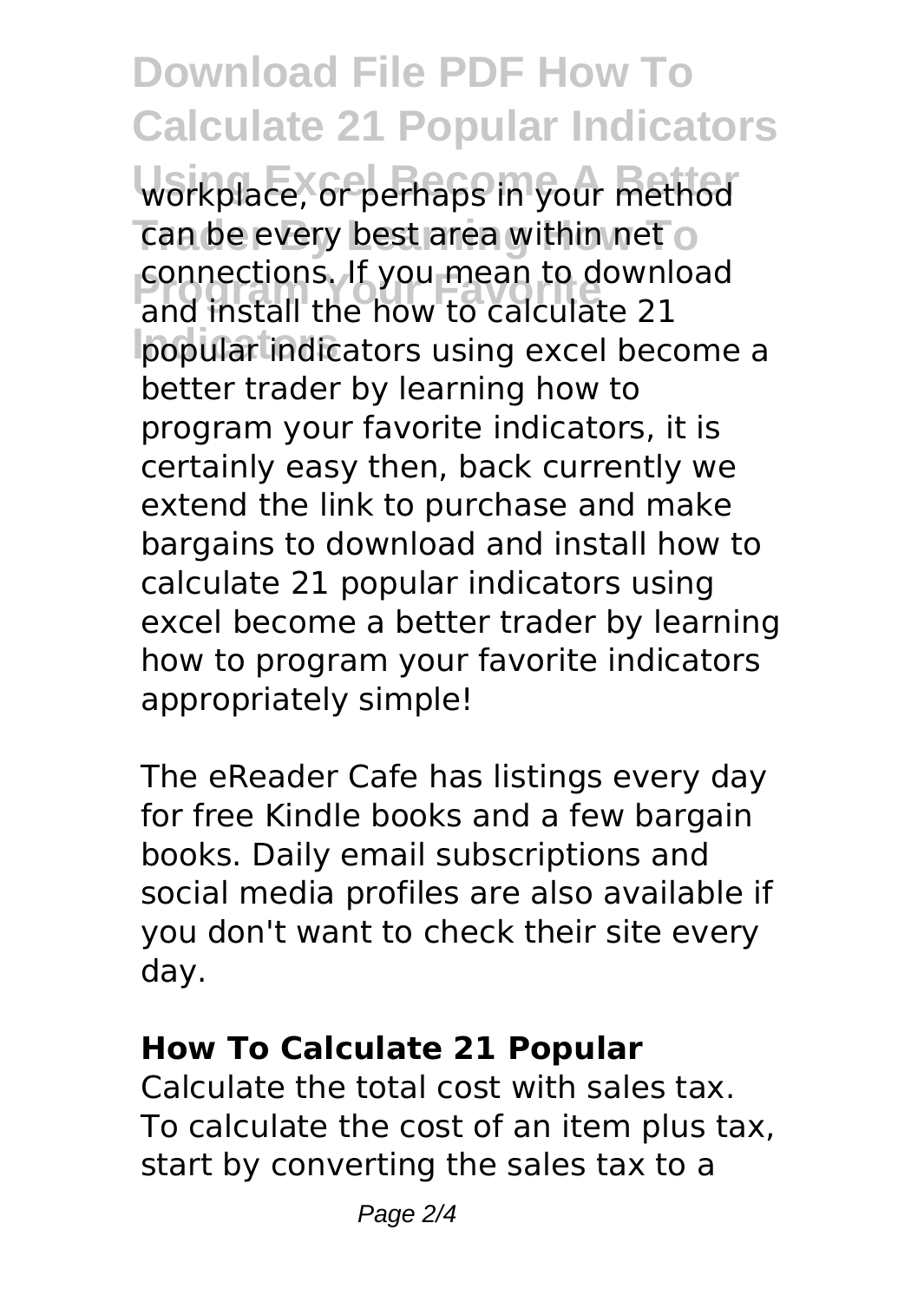workplace, or perhaps in your method can be every best area within net connections. If you mean to download and install the how to calculate 21 popular indicators using excel become a better trader by learning how to program your favorite indicators, it is certainly easy then, back currently we extend the link to purchase and make bargains to download and install how to calculate 21 popular indicators using excel become a better trader by learning how to program your favorite indicators appropriately simple!

The eReader Cafe has listings every day for free Kindle books and a few bargain books. Daily email subscriptions and social media profiles are also available if you don't want to check their site every day.

## How To Calculate 21 Popular

Calculate the total cost with sales tax. To calculate the cost of an item plus tax, start by converting the sales tax to a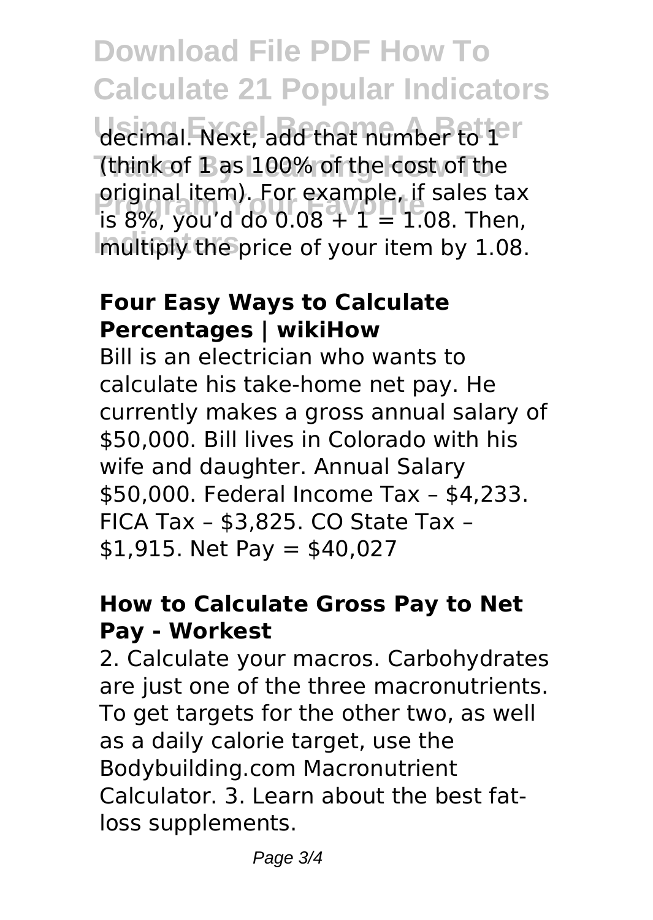decimal. Next, add that number to 1 (think of 1 as 100% of the cost of the original item). For example, if sales tax is 8%, you'd do 0.08 + 1 = 1.08. Then, multiply the price of your item by 1.08.

**Four Easy Ways to Calculate Percentages | wikiHow**

Bill is an electrician who wants to calculate his take-home net pay. He currently makes a gross annual salary of $50,000. Bill lives in Colorado with his wife and daughter. Annual Salary $50,000. Federal Income Tax – $4,233. FICA Tax – $3,825. CO State Tax – $1,915. Net Pay = $40,027

**How to Calculate Gross Pay to Net Pay - Workest**

2. Calculate your macros. Carbohydrates are just one of the three macronutrients. To get targets for the other two, as well as a daily calorie target, use the Bodybuilding.com Macronutrient Calculator. 3. Learn about the best fat-loss supplements.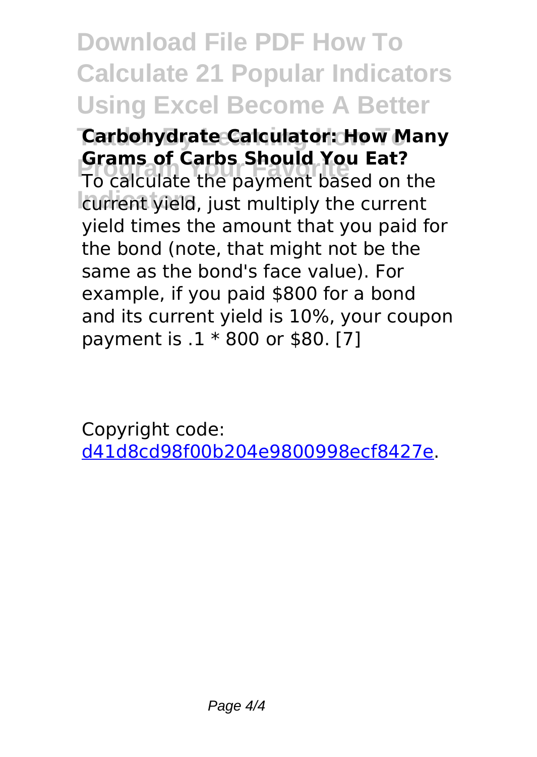**Carbohydrate Calculator: How Many Grams of Carbs Should You Eat?**

To calculate the payment based on the current yield, just multiply the current yield times the amount that you paid for the bond (note, that might not be the same as the bond's face value). For example, if you paid $800 for a bond and its current yield is 10%, your coupon payment is .1 * 800 or $80. [7]

Copyright code: d41d8cd98f00b204e9800998ecf8427e.